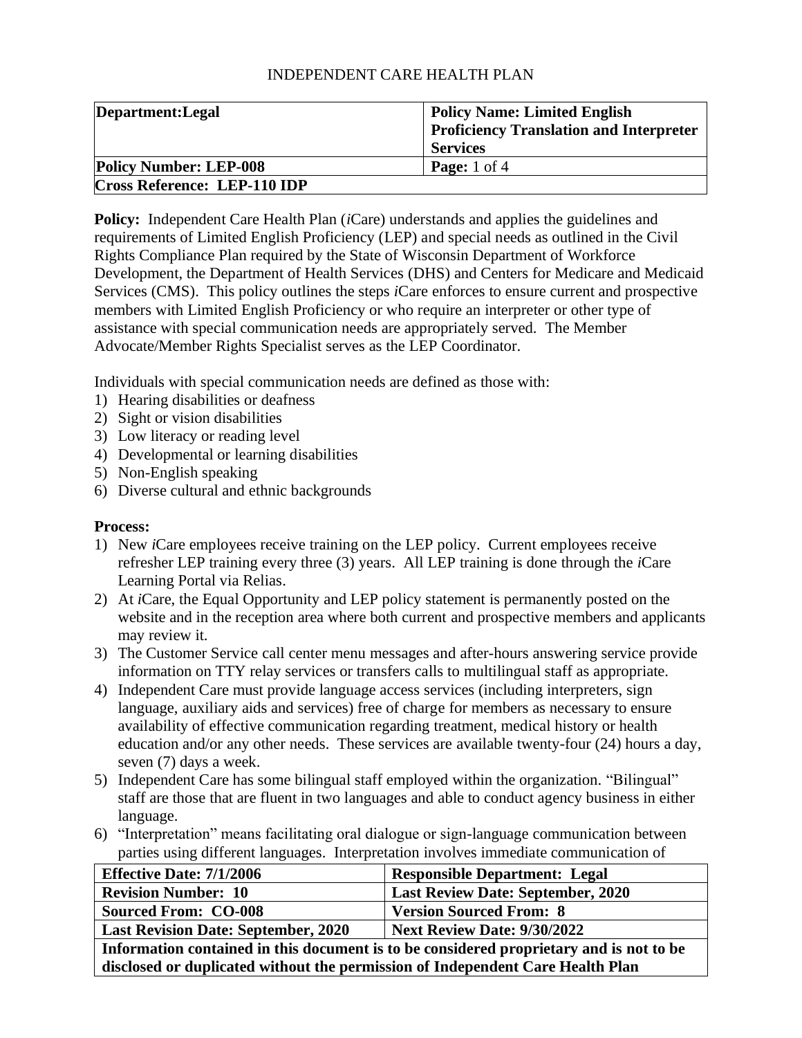INDEPENDENT CARE HEALTH PLAN

| **Department:Legal** | **Policy Name: Limited English Proficiency Translation and Interpreter Services** |
|---|---|
| **Policy Number: LEP-008** | **Page:** 1 of 4 |
| **Cross Reference: LEP-110 IDP** | |

**Policy:** Independent Care Health Plan (*i*Care) understands and applies the guidelines and requirements of Limited English Proficiency (LEP) and special needs as outlined in the Civil Rights Compliance Plan required by the State of Wisconsin Department of Workforce Development, the Department of Health Services (DHS) and Centers for Medicare and Medicaid Services (CMS). This policy outlines the steps *i*Care enforces to ensure current and prospective members with Limited English Proficiency or who require an interpreter or other type of assistance with special communication needs are appropriately served. The Member Advocate/Member Rights Specialist serves as the LEP Coordinator.

Individuals with special communication needs are defined as those with:

1) Hearing disabilities or deafness
2) Sight or vision disabilities
3) Low literacy or reading level
4) Developmental or learning disabilities
5) Non-English speaking
6) Diverse cultural and ethnic backgrounds

**Process:**

1) New *i*Care employees receive training on the LEP policy. Current employees receive refresher LEP training every three (3) years. All LEP training is done through the *i*Care Learning Portal via Relias.
2) At *i*Care, the Equal Opportunity and LEP policy statement is permanently posted on the website and in the reception area where both current and prospective members and applicants may review it.
3) The Customer Service call center menu messages and after-hours answering service provide information on TTY relay services or transfers calls to multilingual staff as appropriate.
4) Independent Care must provide language access services (including interpreters, sign language, auxiliary aids and services) free of charge for members as necessary to ensure availability of effective communication regarding treatment, medical history or health education and/or any other needs. These services are available twenty-four (24) hours a day, seven (7) days a week.
5) Independent Care has some bilingual staff employed within the organization. "Bilingual" staff are those that are fluent in two languages and able to conduct agency business in either language.
6) "Interpretation" means facilitating oral dialogue or sign-language communication between parties using different languages. Interpretation involves immediate communication of

| **Effective Date: 7/1/2006** | **Responsible Department: Legal** |
|---|---|
| **Revision Number: 10** | **Last Review Date: September, 2020** |
| **Sourced From: CO-008** | **Version Sourced From: 8** |
| **Last Revision Date: September, 2020** | **Next Review Date: 9/30/2022** |
| **Information contained in this document is to be considered proprietary and is not to be disclosed or duplicated without the permission of Independent Care Health Plan** | |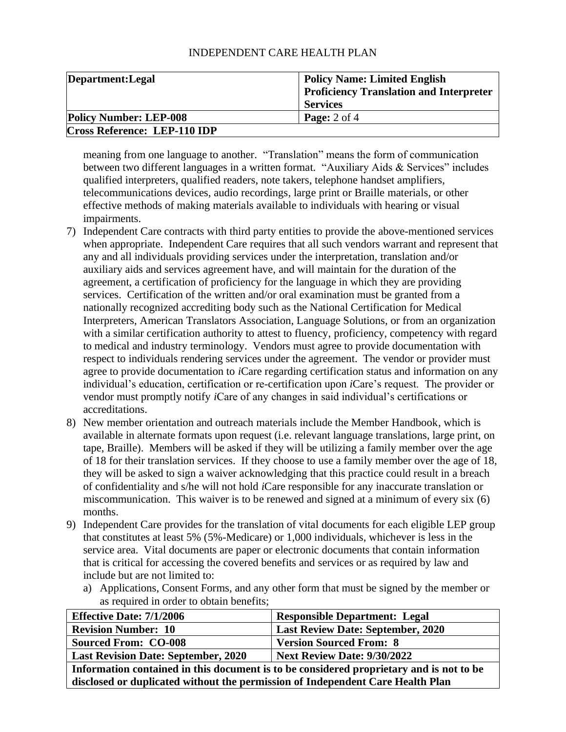meaning from one language to another. "Translation" means the form of communication between two different languages in a written format. "Auxiliary Aids & Services" includes qualified interpreters, qualified readers, note takers, telephone handset amplifiers, telecommunications devices, audio recordings, large print or Braille materials, or other effective methods of making materials available to individuals with hearing or visual impairments.

7) Independent Care contracts with third party entities to provide the above-mentioned services when appropriate. Independent Care requires that all such vendors warrant and represent that any and all individuals providing services under the interpretation, translation and/or auxiliary aids and services agreement have, and will maintain for the duration of the agreement, a certification of proficiency for the language in which they are providing services. Certification of the written and/or oral examination must be granted from a nationally recognized accrediting body such as the National Certification for Medical Interpreters, American Translators Association, Language Solutions, or from an organization with a similar certification authority to attest to fluency, proficiency, competency with regard to medical and industry terminology. Vendors must agree to provide documentation with respect to individuals rendering services under the agreement. The vendor or provider must agree to provide documentation to *i*Care regarding certification status and information on any individual's education, certification or re-certification upon *i*Care's request. The provider or vendor must promptly notify *i*Care of any changes in said individual's certifications or accreditations.
8) New member orientation and outreach materials include the Member Handbook, which is available in alternate formats upon request (i.e. relevant language translations, large print, on tape, Braille). Members will be asked if they will be utilizing a family member over the age of 18 for their translation services. If they choose to use a family member over the age of 18, they will be asked to sign a waiver acknowledging that this practice could result in a breach of confidentiality and s/he will not hold *i*Care responsible for any inaccurate translation or miscommunication. This waiver is to be renewed and signed at a minimum of every six (6) months.
9) Independent Care provides for the translation of vital documents for each eligible LEP group that constitutes at least 5% (5%-Medicare) or 1,000 individuals, whichever is less in the service area. Vital documents are paper or electronic documents that contain information that is critical for accessing the covered benefits and services or as required by law and include but are not limited to:
   a) Applications, Consent Forms, and any other form that must be signed by the member or as required in order to obtain benefits;

| **Effective Date: 7/1/2006** | **Responsible Department: Legal** |
|---|---|
| **Revision Number: 10** | **Last Review Date: September, 2020** |
| **Sourced From: CO-008** | **Version Sourced From: 8** |
| **Last Revision Date: September, 2020** | **Next Review Date: 9/30/2022** |
| **Information contained in this document is to be considered proprietary and is not to be disclosed or duplicated without the permission of Independent Care Health Plan** | |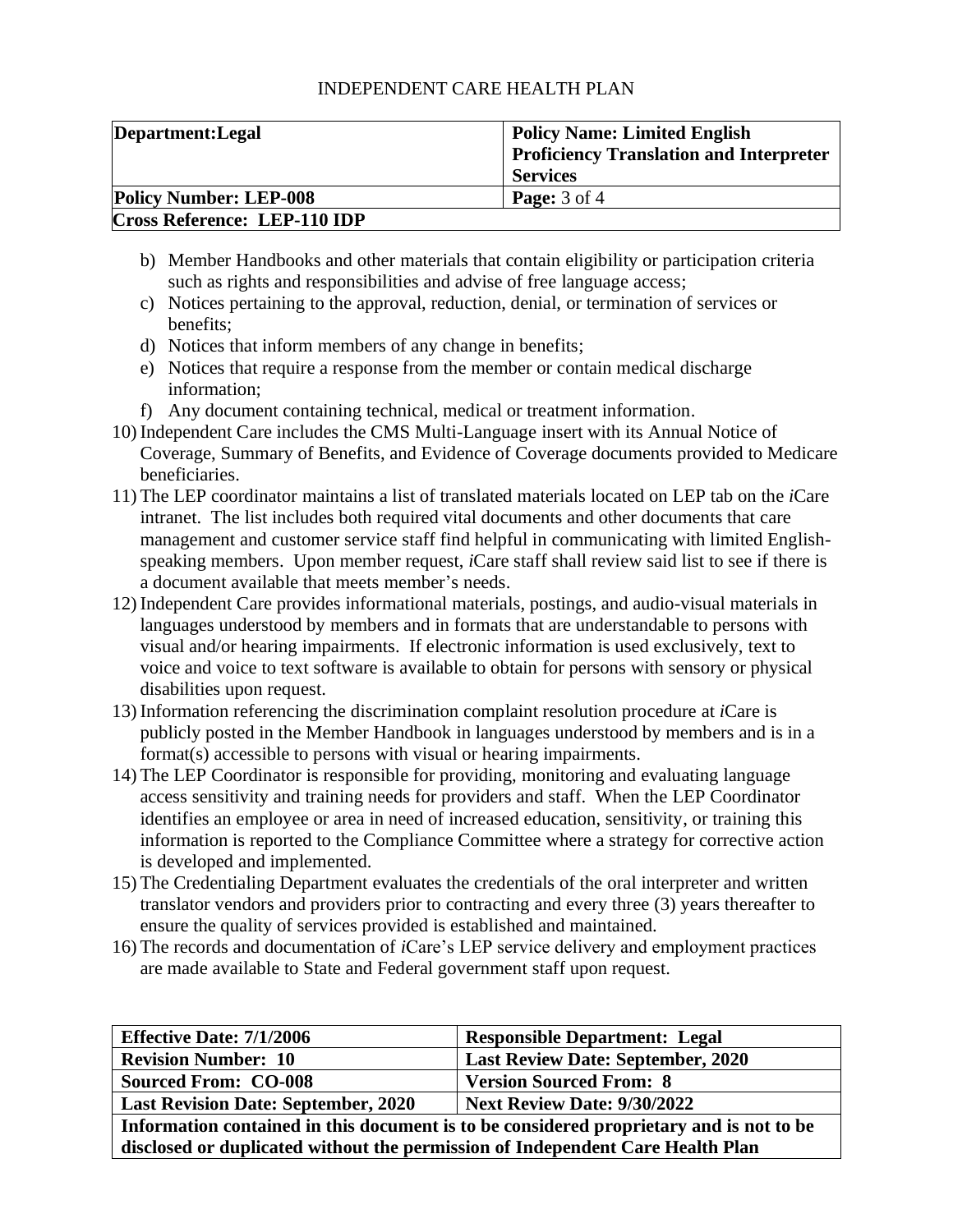| Department:Legal | Policy Name: Limited English Proficiency Translation and Interpreter Services |
|---|---|
| Policy Number: LEP-008 | Page: 3 of 4 |
| Cross Reference: LEP-110 IDP | |

b) Member Handbooks and other materials that contain eligibility or participation criteria such as rights and responsibilities and advise of free language access;
c) Notices pertaining to the approval, reduction, denial, or termination of services or benefits;
d) Notices that inform members of any change in benefits;
e) Notices that require a response from the member or contain medical discharge information;
f) Any document containing technical, medical or treatment information.

10) Independent Care includes the CMS Multi-Language insert with its Annual Notice of Coverage, Summary of Benefits, and Evidence of Coverage documents provided to Medicare beneficiaries.
11) The LEP coordinator maintains a list of translated materials located on LEP tab on the *i*Care intranet. The list includes both required vital documents and other documents that care management and customer service staff find helpful in communicating with limited English-speaking members. Upon member request, *i*Care staff shall review said list to see if there is a document available that meets member's needs.
12) Independent Care provides informational materials, postings, and audio-visual materials in languages understood by members and in formats that are understandable to persons with visual and/or hearing impairments. If electronic information is used exclusively, text to voice and voice to text software is available to obtain for persons with sensory or physical disabilities upon request.
13) Information referencing the discrimination complaint resolution procedure at *i*Care is publicly posted in the Member Handbook in languages understood by members and is in a format(s) accessible to persons with visual or hearing impairments.
14) The LEP Coordinator is responsible for providing, monitoring and evaluating language access sensitivity and training needs for providers and staff. When the LEP Coordinator identifies an employee or area in need of increased education, sensitivity, or training this information is reported to the Compliance Committee where a strategy for corrective action is developed and implemented.
15) The Credentialing Department evaluates the credentials of the oral interpreter and written translator vendors and providers prior to contracting and every three (3) years thereafter to ensure the quality of services provided is established and maintained.
16) The records and documentation of *i*Care's LEP service delivery and employment practices are made available to State and Federal government staff upon request.

| Effective Date: 7/1/2006 | Responsible Department: Legal |
|---|---|
| Revision Number: 10 | Last Review Date: September, 2020 |
| Sourced From: CO-008 | Version Sourced From: 8 |
| Last Revision Date: September, 2020 | Next Review Date: 9/30/2022 |
| Information contained in this document is to be considered proprietary and is not to be disclosed or duplicated without the permission of Independent Care Health Plan | |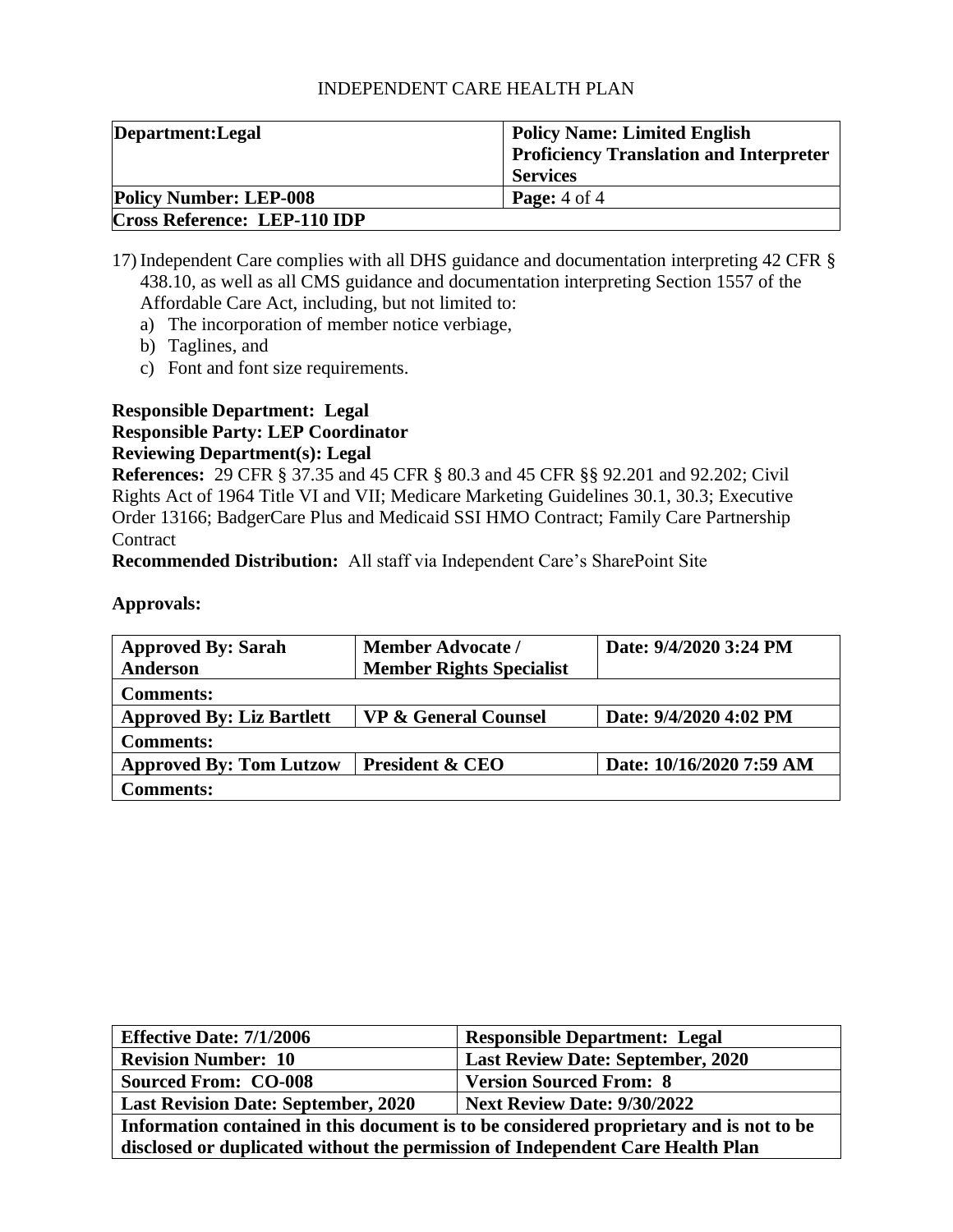17) Independent Care complies with all DHS guidance and documentation interpreting 42 CFR § 438.10, as well as all CMS guidance and documentation interpreting Section 1557 of the Affordable Care Act, including, but not limited to:
    a) The incorporation of member notice verbiage,
    b) Taglines, and
    c) Font and font size requirements.

**Responsible Department: Legal**
**Responsible Party: LEP Coordinator**
**Reviewing Department(s): Legal**
**References:** 29 CFR § 37.35 and 45 CFR § 80.3 and 45 CFR §§ 92.201 and 92.202; Civil Rights Act of 1964 Title VI and VII; Medicare Marketing Guidelines 30.1, 30.3; Executive Order 13166; BadgerCare Plus and Medicaid SSI HMO Contract; Family Care Partnership Contract
**Recommended Distribution:** All staff via Independent Care's SharePoint Site

**Approvals:**

| | | |
|---|---|---|
| **Approved By: Sarah Anderson** | **Member Advocate / Member Rights Specialist** | **Date: 9/4/2020 3:24 PM** |
| **Comments:** | | |
| **Approved By: Liz Bartlett** | **VP & General Counsel** | **Date: 9/4/2020 4:02 PM** |
| **Comments:** | | |
| **Approved By: Tom Lutzow** | **President & CEO** | **Date: 10/16/2020 7:59 AM** |
| **Comments:** | | |

| | |
|---|---|
| **Effective Date: 7/1/2006** | **Responsible Department: Legal** |
| **Revision Number: 10** | **Last Review Date: September, 2020** |
| **Sourced From: CO-008** | **Version Sourced From: 8** |
| **Last Revision Date: September, 2020** | **Next Review Date: 9/30/2022** |
| **Information contained in this document is to be considered proprietary and is not to be disclosed or duplicated without the permission of Independent Care Health Plan** | |